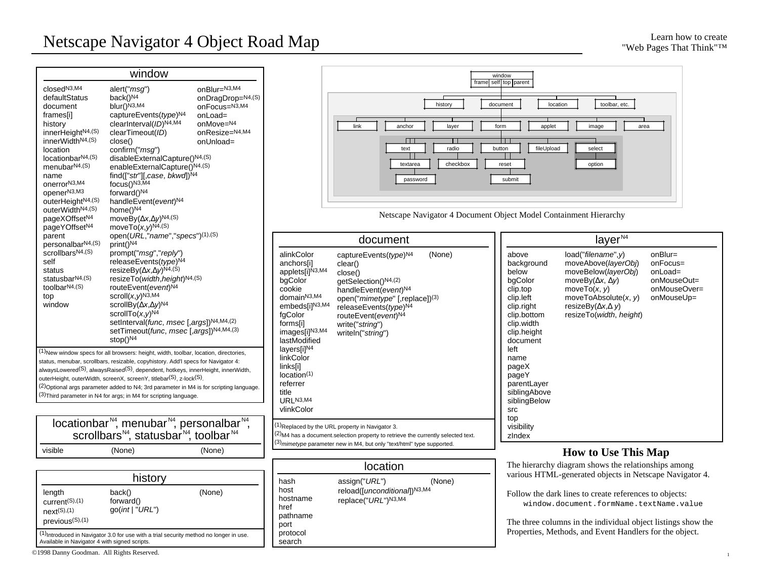# Netscape Navigator 4 Object Road Map

Learn how to create "Web Pages That Think"™

## window

| Properties | Methods | Event Handlers |
|---|---|---|
| closed[N3,M4] | alert("*msg*") | onBlur=[N3,M4] |
| defaultStatus | back()[N4] | onDragDrop=[N4,(S)] |
| document | blur()[N3,M4] | onFocus=[N3,M4] |
| frames[i] | captureEvents(*type*)[N4] | onLoad= |
| history | clearInterval(*ID*)[N4,M4] | onMove=[N4] |
| innerHeight[N4,(S)] | clearTimeout(*ID*) | onResize=[N4,M4] |
| innerWidth[N4,(S)] | close() | onUnload= |
| location | confirm("*msg*") | |
| locationbar[N4,(S)] | disableExternalCapture()[N4,(S)] | |
| menubar[N4,(S)] | enableExternalCapture()[N4,(S)] | |
| name | find(["*str*"][,*case*, *bkwd*])[N4] | |
| onerror[N3,M4] | focus()[N3,M4] | |
| opener[N3,M3] | forward()[N4] | |
| outerHeight[N4,(S)] | handleEvent(*event*)[N4] | |
| outerWidth[N4,(S)] | home()[N4] | |
| pageXOffset[N4] | moveBy(Δ*x*,Δ*y*)[N4,(S)] | |
| pageYOffset[N4] | moveTo(*x*,*y*)[N4,(S)] | |
| parent | open(*URL*,"*name*","*specs*")[(1),(S)] | |
| personalbar[N4,(S)] | print()[N4] | |
| scrollbars[N4,(S)] | prompt("*msg*","*reply*") | |
| self | releaseEvents(*type*)[N4] | |
| status | resizeBy(Δ*x*,Δ*y*)[N4,(S)] | |
| statusbar[N4,(S)] | resizeTo(*width*,*height*)[N4,(S)] | |
| toolbar[N4,(S)] | routeEvent(*event*)[N4] | |
| top | scroll(*x*,*y*)[N3,M4] | |
| window | scrollBy(Δ*x*,Δ*y*)[N4] | |
| | scrollTo(*x*,*y*)[N4] | |
| | setInterval(*func*, *msec* [,*args*])[N4,M4,(2)] | |
| | setTimeout(*func*, *msec* [,*args*])[N4,M4,(3)] | |
| | stop()[N4] | |

(1)New window specs for all browsers: height, width, toolbar, location, directories, status, menubar, scrollbars, resizable, copyhistory. Add'l specs for Navigator 4: alwaysLowered(S), alwaysRaised(S), dependent, hotkeys, innerHeight, innerWidth, outerHeight, outerWidth, screenX, screenY, titlebar(S), z-lock(S).
(2)Optional args parameter added to N4; 3rd parameter in M4 is for scripting language.
(3)Third parameter in N4 for args; in M4 for scripting language.

## locationbar[N4], menubar[N4], personalbar[N4], scrollbars[N4], statusbar[N4], toolbar[N4]

| Properties | Methods | Event Handlers |
|---|---|---|
| visible | (None) | (None) |

## history

| Properties | Methods | Event Handlers |
|---|---|---|
| length | back() | (None) |
| current[(S),(1)] | forward() | |
| next[(S),(1)] | go(*int* \| "*URL*") | |
| previous[(S),(1)] | | |

(1)Introduced in Navigator 3.0 for use with a trial security method no longer in use. Available in Navigator 4 with signed scripts.

Containment hierarchy:

- window (frame, self, top, parent)
  - history
  - document
    - link
    - anchor
    - layer
    - form
      - text, textarea, password
      - radio, checkbox
      - button, reset, submit
      - fileUpload
      - select
        - option
    - applet
    - image
    - area
  - location
  - toolbar, etc.

Netscape Navigator 4 Document Object Model Containment Hierarchy

## document

| Properties | Methods | Event Handlers |
|---|---|---|
| alinkColor | captureEvents(*type*)[N4] | (None) |
| anchors[i] | clear() | |
| applets[i][N3,M4] | close() | |
| bgColor | getSelection()[N4,(2)] | |
| cookie | handleEvent(*event*)[N4] | |
| domain[N3,M4] | open("*mimetype*" [,replace])[(3)] | |
| embeds[i][N3,M4] | releaseEvents(*type*)[N4] | |
| fgColor | routeEvent(*event*)[N4] | |
| forms[i] | write("*string*") | |
| images[i][N3,M4] | writeln("*string*") | |
| lastModified | | |
| layers[i][N4] | | |
| linkColor | | |
| links[i] | | |
| location[(1)] | | |
| referrer | | |
| title | | |
| URL[N3,M4] | | |
| vlinkColor | | |

(1)Replaced by the URL property in Navigator 3.
(2)M4 has a document.selection property to retrieve the currently selected text.
(3)*mimetype* parameter new in M4, but only "text/html" type supported.

## location

| Properties | Methods | Event Handlers |
|---|---|---|
| hash | assign("*URL*") | (None) |
| host | reload([*unconditional*])[N3,M4] | |
| hostname | replace("*URL*")[N3,M4] | |
| href | | |
| pathname | | |
| port | | |
| protocol | | |
| search | | |

## layer[N4]

| Properties | Methods | Event Handlers |
|---|---|---|
| above | load("*filename*",*y*) | onBlur= |
| background | moveAbove(*layerObj*) | onFocus= |
| below | moveBelow(*layerObj*) | onLoad= |
| bgColor | moveBy(Δ*x*, Δ*y*) | onMouseOut= |
| clip.top | moveTo(*x*, *y*) | onMouseOver= |
| clip.left | moveToAbsolute(*x*, *y*) | onMouseUp= |
| clip.right | resizeBy(Δ*x*,Δ *y*) | |
| clip.bottom | resizeTo(*width*, *height*) | |
| clip.width | | |
| clip.height | | |
| document | | |
| left | | |
| name | | |
| pageX | | |
| pageY | | |
| parentLayer | | |
| siblingAbove | | |
| siblingBelow | | |
| src | | |
| top | | |
| visibility | | |
| zIndex | | |

## How to Use This Map

The hierarchy diagram shows the relationships among various HTML-generated objects in Netscape Navigator 4.

Follow the dark lines to create references to objects:

```
window.document.formName.textName.value
```

The three columns in the individual object listings show the Properties, Methods, and Event Handlers for the object.

©1998 Danny Goodman. All Rights Reserved.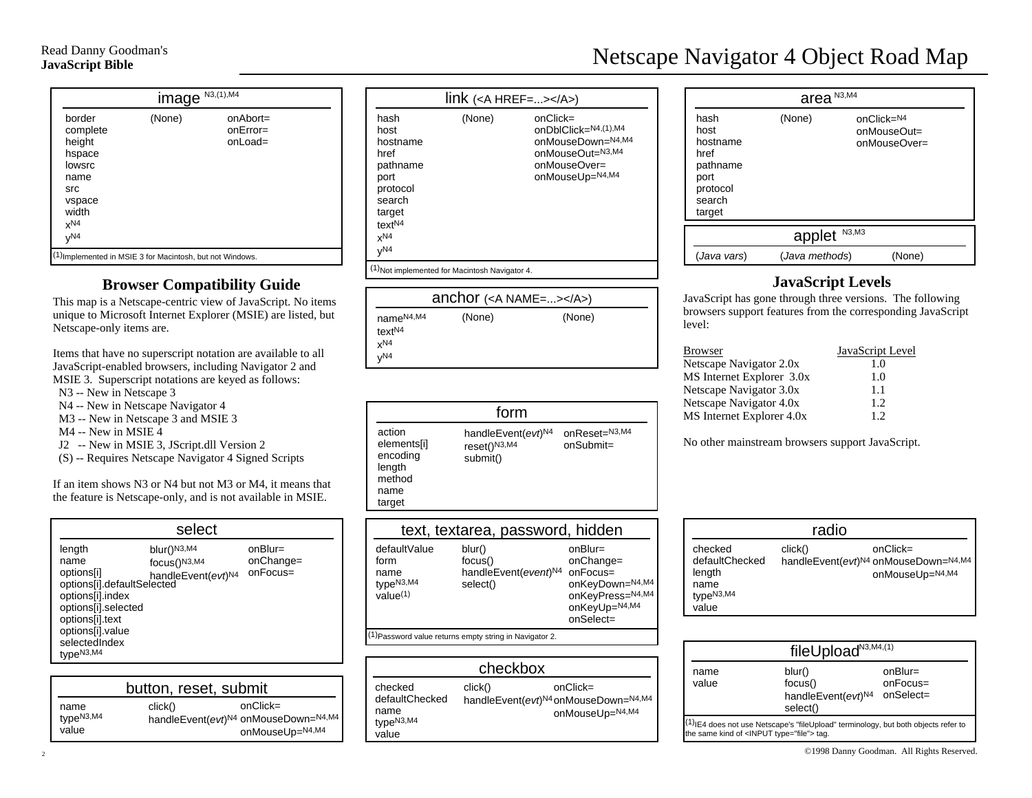Read Danny Goodman's **JavaScript Bible**

# Netscape Navigator 4 Object Road Map

## image [N3,(1),M4]

| Properties | Methods | Event Handlers |
| --- | --- | --- |
| border | (None) | onAbort= |
| complete | | onError= |
| height | | onLoad= |
| hspace | | |
| lowsrc | | |
| name | | |
| src | | |
| vspace | | |
| width | | |
| x[N4] | | |
| y[N4] | | |

(1)Implemented in MSIE 3 for Macintosh, but not Windows.

## link (<A HREF=...></A>)

| Properties | Methods | Event Handlers |
| --- | --- | --- |
| hash | (None) | onClick= |
| host | | onDblClick=[N4,(1),M4] |
| hostname | | onMouseDown=[N4,M4] |
| href | | onMouseOut=[N3,M4] |
| pathname | | onMouseOver= |
| port | | onMouseUp=[N4,M4] |
| protocol | | |
| search | | |
| target | | |
| text[N4] | | |
| x[N4] | | |
| y[N4] | | |

(1)Not implemented for Macintosh Navigator 4.

## area [N3,M4]

| Properties | Methods | Event Handlers |
| --- | --- | --- |
| hash | (None) | onClick=[N4] |
| host | | onMouseOut= |
| hostname | | onMouseOver= |
| href | | |
| pathname | | |
| port | | |
| protocol | | |
| search | | |
| target | | |

## applet [N3,M3]

| Properties | Methods | Event Handlers |
| --- | --- | --- |
| (*Java vars*) | (*Java methods*) | (None) |

## Browser Compatibility Guide

This map is a Netscape-centric view of JavaScript. No items unique to Microsoft Internet Explorer (MSIE) are listed, but Netscape-only items are.

Items that have no superscript notation are available to all JavaScript-enabled browsers, including Navigator 2 and MSIE 3. Superscript notations are keyed as follows:

- N3 -- New in Netscape 3
- N4 -- New in Netscape Navigator 4
- M3 -- New in Netscape 3 and MSIE 3
- M4 -- New in MSIE 4
- J2 -- New in MSIE 3, JScript.dll Version 2
- (S) -- Requires Netscape Navigator 4 Signed Scripts

If an item shows N3 or N4 but not M3 or M4, it means that the feature is Netscape-only, and is not available in MSIE.

## anchor (<A NAME=...></A>)

| Properties | Methods | Event Handlers |
| --- | --- | --- |
| name[N4,M4] | (None) | (None) |
| text[N4] | | |
| x[N4] | | |
| y[N4] | | |

## form

| Properties | Methods | Event Handlers |
| --- | --- | --- |
| action | handleEvent(*evt*)[N4] | onReset=[N3,M4] |
| elements[i] | reset()[N3,M4] | onSubmit= |
| encoding | submit() | |
| length | | |
| method | | |
| name | | |
| target | | |

## JavaScript Levels

JavaScript has gone through three versions. The following browsers support features from the corresponding JavaScript level:

| Browser | JavaScript Level |
| --- | --- |
| Netscape Navigator 2.0x | 1.0 |
| MS Internet Explorer 3.0x | 1.0 |
| Netscape Navigator 3.0x | 1.1 |
| Netscape Navigator 4.0x | 1.2 |
| MS Internet Explorer 4.0x | 1.2 |

No other mainstream browsers support JavaScript.

## select

| Properties | Methods | Event Handlers |
| --- | --- | --- |
| length | blur()[N3,M4] | onBlur= |
| name | focus()[N3,M4] | onChange= |
| options[i] | handleEvent(*evt*)[N4] | onFocus= |
| options[i].defaultSelected | | |
| options[i].index | | |
| options[i].selected | | |
| options[i].text | | |
| options[i].value | | |
| selectedIndex | | |
| type[N3,M4] | | |

## text, textarea, password, hidden

| Properties | Methods | Event Handlers |
| --- | --- | --- |
| defaultValue | blur() | onBlur= |
| form | focus() | onChange= |
| name | handleEvent(*event*)[N4] | onFocus= |
| type[N3,M4] | select() | onKeyDown=[N4,M4] |
| value(1) | | onKeyPress=[N4,M4] |
| | | onKeyUp=[N4,M4] |
| | | onSelect= |

(1)Password value returns empty string in Navigator 2.

## radio

| Properties | Methods | Event Handlers |
| --- | --- | --- |
| checked | click() | onClick= |
| defaultChecked | handleEvent(*evt*)[N4] | onMouseDown=[N4,M4] |
| length | | onMouseUp=[N4,M4] |
| name | | |
| type[N3,M4] | | |
| value | | |

## button, reset, submit

| Properties | Methods | Event Handlers |
| --- | --- | --- |
| name | click() | onClick= |
| type[N3,M4] | handleEvent(*evt*)[N4] | onMouseDown=[N4,M4] |
| value | | onMouseUp=[N4,M4] |

## checkbox

| Properties | Methods | Event Handlers |
| --- | --- | --- |
| checked | click() | onClick= |
| defaultChecked | handleEvent(*evt*)[N4] | onMouseDown=[N4,M4] |
| name | | onMouseUp=[N4,M4] |
| type[N3,M4] | | |
| value | | |

## fileUpload [N3,M4,(1)]

| Properties | Methods | Event Handlers |
| --- | --- | --- |
| name | blur() | onBlur= |
| value | focus() | onFocus= |
| | handleEvent(*evt*)[N4] | onSelect= |
| | select() | |

(1)IE4 does not use Netscape's "fileUpload" terminology, but both objects refer to the same kind of <INPUT type="file"> tag.

©1998 Danny Goodman. All Rights Reserved.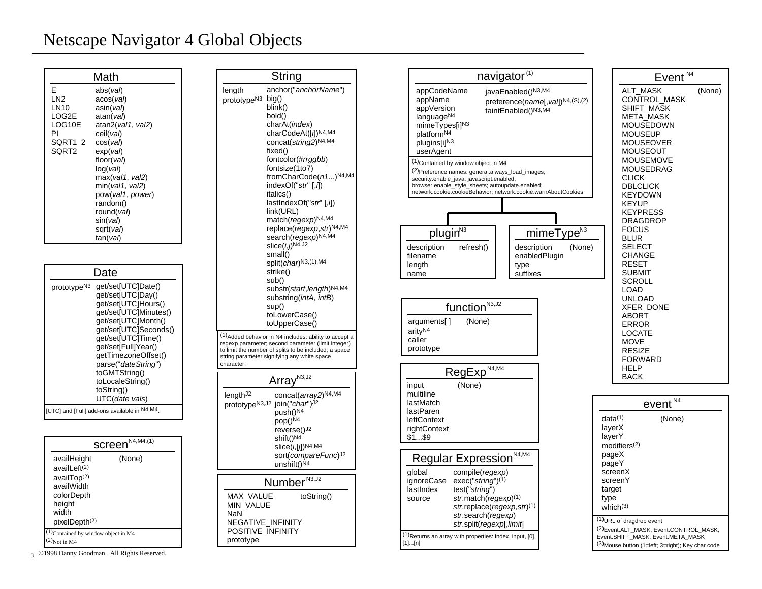# Netscape Navigator 4 Global Objects

## Math

| Properties | Methods |
|---|---|
| E | abs(*val*) |
| LN2 | acos(*val*) |
| LN10 | asin(*val*) |
| LOG2E | atan(*val*) |
| LOG10E | atan2(*val1*, *val2*) |
| PI | ceil(*val*) |
| SQRT1_2 | cos(*val*) |
| SQRT2 | exp(*val*) |
| | floor(*val*) |
| | log(*val*) |
| | max(*val1*, *val2*) |
| | min(*val1*, *val2*) |
| | pow(*val1*, *power*) |
| | random() |
| | round(*val*) |
| | sin(*val*) |
| | sqrt(*val*) |
| | tan(*val*) |

## Date

| Properties | Methods |
|---|---|
| prototype[N3] | get/set[UTC]Date() |
| | get/set[UTC]Day() |
| | get/set[UTC]Hours() |
| | get/set[UTC]Minutes() |
| | get/set[UTC]Month() |
| | get/set[UTC]Seconds() |
| | get/set[UTC]Time() |
| | get/set[Full]Year() |
| | getTimezoneOffset() |
| | parse("*dateString*") |
| | toGMTString() |
| | toLocaleString() |
| | toString() |
| | UTC(*date vals*) |

[UTC] and [Full] add-ons available in N4,M4.

## screen[N4,M4,(1)]

| Properties | Methods |
|---|---|
| availHeight | (None) |
| availLeft[(2)] | |
| availTop[(2)] | |
| availWidth | |
| colorDepth | |
| height | |
| width | |
| pixelDepth[(2)] | |

(1)Contained by window object in M4
(2)Not in M4

## String

| Properties | Methods |
|---|---|
| length | anchor("*anchorName*") |
| prototype[N3] | big() |
| | blink() |
| | bold() |
| | charAt(*index*) |
| | charCodeAt([*i*])[N4,M4] |
| | concat(*string2*)[N4,M4] |
| | fixed() |
| | fontcolor(*#rrggbb*) |
| | fontsize(1to7) |
| | fromCharCode(*n1*...)[N4,M4] |
| | indexOf("*str*" [,*i*]) |
| | italics() |
| | lastIndexOf("*str*" [,*i*]) |
| | link(URL) |
| | match(*regexp*)[N4,M4] |
| | replace(*regexp*,*str*)[N4,M4] |
| | search(*regexp*)[N4,M4] |
| | slice(*i*,*j*)[N4,J2] |
| | small() |
| | split(*char*)[N3,(1),M4] |
| | strike() |
| | sub() |
| | substr(*start*,*length*)[N4,M4] |
| | substring(*intA*, *intB*) |
| | sup() |
| | toLowerCase() |
| | toUpperCase() |

(1)Added behavior in N4 includes: ability to accept a regexp parameter; second parameter (limit integer) to limit the number of splits to be included; a space string parameter signifying any white space character.

## Array[N3,J2]

| Properties | Methods |
|---|---|
| length[J2] | concat(*array2*)[N4,M4] |
| prototype[N3,J2] | join("*char*")[J2] |
| | push()[N4] |
| | pop()[N4] |
| | reverse()[J2] |
| | shift()[N4] |
| | slice(*i*,[*j*])[N4,M4] |
| | sort(*compareFunc*)[J2] |
| | unshift()[N4] |

## Number[N3,J2]

| Properties | Methods |
|---|---|
| MAX_VALUE | toString() |
| MIN_VALUE | |
| NaN | |
| NEGATIVE_INFINITY | |
| POSITIVE_INFINITY | |
| prototype | |

## navigator[(1)]

| Properties | Methods |
|---|---|
| appCodeName | javaEnabled()[N3,M4] |
| appName | preference(*name*[,*val*])[N4,(S),(2)] |
| appVersion | taintEnabled()[N3,M4] |
| language[N4] | |
| mimeTypes[i][N3] | |
| platform[N4] | |
| plugins[i][N3] | |
| userAgent | |

(1)Contained by window object in M4
(2)Preference names: general.always_load_images; security.enable_java; javascript.enabled; browser.enable_style_sheets; autoupdate.enabled; network.cookie.cookieBehavior; network.cookie.warnAboutCookies

## plugin[N3]

| Properties | Methods |
|---|---|
| description | refresh() |
| filename | |
| length | |
| name | |

## mimeType[N3]

| Properties | Methods |
|---|---|
| description | (None) |
| enabledPlugin | |
| type | |
| suffixes | |

## function[N3,J2]

| Properties | Methods |
|---|---|
| arguments[ ] | (None) |
| arity[N4] | |
| caller | |
| prototype | |

## RegExp[N4,M4]

| Properties | Methods |
|---|---|
| input | (None) |
| multiline | |
| lastMatch | |
| lastParen | |
| leftContext | |
| rightContext | |
| $1...$9 | |

## Regular Expression[N4,M4]

| Properties | Methods |
|---|---|
| global | compile(*regexp*) |
| ignoreCase | exec("*string*")(1) |
| lastIndex | test("*string*") |
| source | *str*.match(*regexp*)(1) |
| | *str*.replace(*regexp*,*str*)(1) |
| | *str*.search(*regexp*) |
| | *str*.split(*regexp*[,*limit*]) |

(1)Returns an array with properties: index, input, [0], [1]...[n]

## Event[N4]

| Properties | Methods |
|---|---|
| ALT_MASK | (None) |
| CONTROL_MASK | |
| SHIFT_MASK | |
| META_MASK | |
| MOUSEDOWN | |
| MOUSEUP | |
| MOUSEOVER | |
| MOUSEOUT | |
| MOUSEMOVE | |
| MOUSEDRAG | |
| CLICK | |
| DBLCLICK | |
| KEYDOWN | |
| KEYUP | |
| KEYPRESS | |
| DRAGDROP | |
| FOCUS | |
| BLUR | |
| SELECT | |
| CHANGE | |
| RESET | |
| SUBMIT | |
| SCROLL | |
| LOAD | |
| UNLOAD | |
| XFER_DONE | |
| ABORT | |
| ERROR | |
| LOCATE | |
| MOVE | |
| RESIZE | |
| FORWARD | |
| HELP | |
| BACK | |

## event[N4]

| Properties | Methods |
|---|---|
| data[(1)] | (None) |
| layerX | |
| layerY | |
| modifiers[(2)] | |
| pageX | |
| pageY | |
| screenX | |
| screenY | |
| target | |
| type | |
| which[(3)] | |

(1)URL of dragdrop event
(2)Event.ALT_MASK, Event.CONTROL_MASK, Event.SHIFT_MASK, Event.META_MASK
(3)Mouse button (1=left; 3=right); Key char code

©1998 Danny Goodman. All Rights Reserved.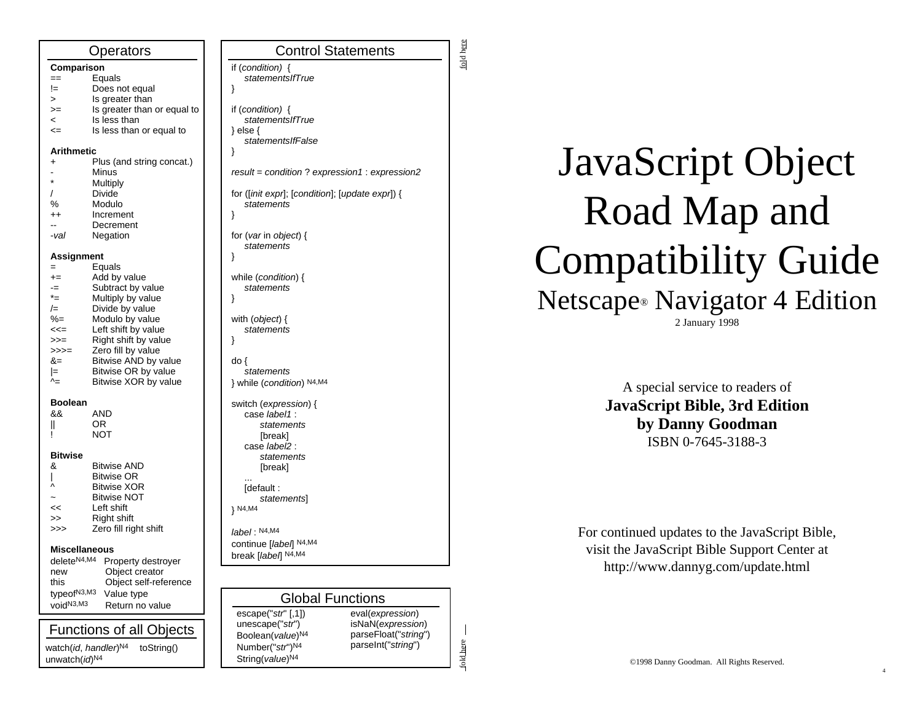## Operators

### Comparison

| | |
|---|---|
| == | Equals |
| != | Does not equal |
| > | Is greater than |
| >= | Is greater than or equal to |
| < | Is less than |
| <= | Is less than or equal to |

### Arithmetic

| | |
|---|---|
| + | Plus (and string concat.) |
| - | Minus |
| * | Multiply |
| / | Divide |
| % | Modulo |
| ++ | Increment |
| -- | Decrement |
| *-val* | Negation |

### Assignment

| | |
|---|---|
| = | Equals |
| += | Add by value |
| -= | Subtract by value |
| *= | Multiply by value |
| /= | Divide by value |
| %= | Modulo by value |
| <<= | Left shift by value |
| >>= | Right shift by value |
| >>>= | Zero fill by value |
| &= | Bitwise AND by value |
| \|= | Bitwise OR by value |
| ^= | Bitwise XOR by value |

### Boolean

| | |
|---|---|
| && | AND |
| \|\| | OR |
| ! | NOT |

### Bitwise

| | |
|---|---|
| & | Bitwise AND |
| \| | Bitwise OR |
| ^ | Bitwise XOR |
| ~ | Bitwise NOT |
| << | Left shift |
| >> | Right shift |
| >>> | Zero fill right shift |

### Miscellaneous

| | |
|---|---|
| delete[N4,M4] | Property destroyer |
| new | Object creator |
| this | Object self-reference |
| typeof[N3,M3] | Value type |
| void[N3,M3] | Return no value |

## Functions of all Objects

watch(*id*, *handler*)[N4] toString()
unwatch(*id*)[N4]

## Control Statements

```
if (condition) {
    statementsIfTrue
}

if (condition) {
    statementsIfTrue
} else {
    statementsIfFalse
}

result = condition ? expression1 : expression2

for ([init expr]; [condition]; [update expr]) {
    statements
}

for (var in object) {
    statements
}

while (condition) {
    statements
}

with (object) {
    statements
}

do {
    statements
} while (condition) N4,M4

switch (expression) {
    case label1 :
        statements
        [break]
    case label2 :
        statements
        [break]
    ...
    [default :
        statements]
} N4,M4

label : N4,M4
continue [label] N4,M4
break [label] N4,M4
```

## Global Functions

| | |
|---|---|
| escape("*str*" [,1]) | eval(*expression*) |
| unescape("*str*") | isNaN(*expression*) |
| Boolean(*value*)[N4] | parseFloat("*string*") |
| Number("*str*")[N4] | parseInt("*string*") |
| String(*value*)[N4] | |

fold here

fold here

# JavaScript Object Road Map and Compatibility Guide

## Netscape® Navigator 4 Edition

2 January 1998

A special service to readers of

**JavaScript Bible, 3rd Edition**

**by Danny Goodman**

ISBN 0-7645-3188-3

For continued updates to the JavaScript Bible, visit the JavaScript Bible Support Center at http://www.dannyg.com/update.html

©1998 Danny Goodman. All Rights Reserved.